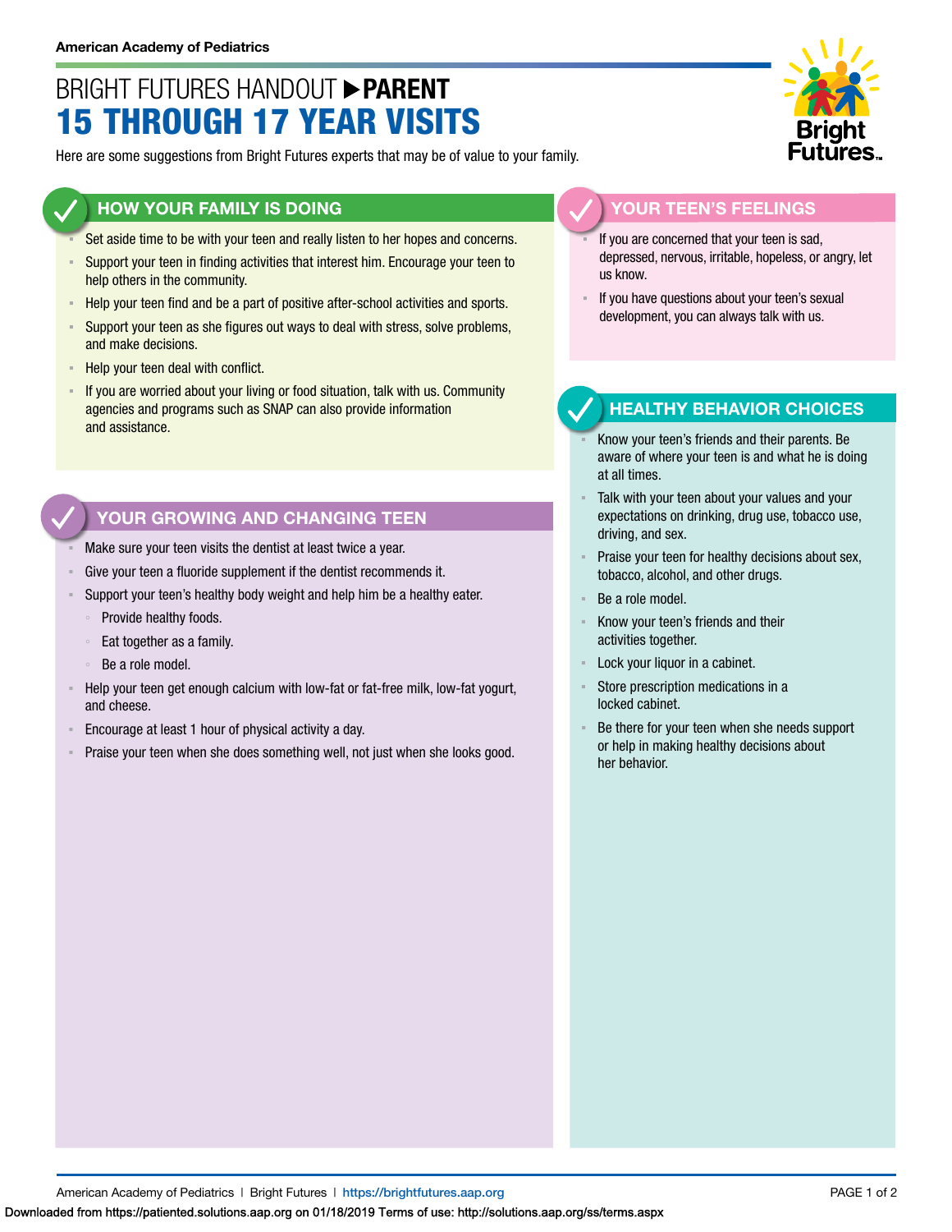American Academy of Pediatrics

# BRIGHT FUTURES HANDOUT ▶ **PARENT**
# 15 THROUGH 17 YEAR VISITS

Here are some suggestions from Bright Futures experts that may be of value to your family.

## HOW YOUR FAMILY IS DOING

- Set aside time to be with your teen and really listen to her hopes and concerns.
- Support your teen in finding activities that interest him. Encourage your teen to help others in the community.
- Help your teen find and be a part of positive after-school activities and sports.
- Support your teen as she figures out ways to deal with stress, solve problems, and make decisions.
- Help your teen deal with conflict.
- If you are worried about your living or food situation, talk with us. Community agencies and programs such as SNAP can also provide information and assistance.

## YOUR GROWING AND CHANGING TEEN

- Make sure your teen visits the dentist at least twice a year.
- Give your teen a fluoride supplement if the dentist recommends it.
- Support your teen's healthy body weight and help him be a healthy eater.
  - Provide healthy foods.
  - Eat together as a family.
  - Be a role model.
- Help your teen get enough calcium with low-fat or fat-free milk, low-fat yogurt, and cheese.
- Encourage at least 1 hour of physical activity a day.
- Praise your teen when she does something well, not just when she looks good.

## YOUR TEEN'S FEELINGS

- If you are concerned that your teen is sad, depressed, nervous, irritable, hopeless, or angry, let us know.
- If you have questions about your teen's sexual development, you can always talk with us.

## HEALTHY BEHAVIOR CHOICES

- Know your teen's friends and their parents. Be aware of where your teen is and what he is doing at all times.
- Talk with your teen about your values and your expectations on drinking, drug use, tobacco use, driving, and sex.
- Praise your teen for healthy decisions about sex, tobacco, alcohol, and other drugs.
- Be a role model.
- Know your teen's friends and their activities together.
- Lock your liquor in a cabinet.
- Store prescription medications in a locked cabinet.
- Be there for your teen when she needs support or help in making healthy decisions about her behavior.

American Academy of Pediatrics | Bright Futures | https://brightfutures.aap.org

Downloaded from https://patiented.solutions.aap.org on 01/18/2019 Terms of use: http://solutions.aap.org/ss/terms.aspx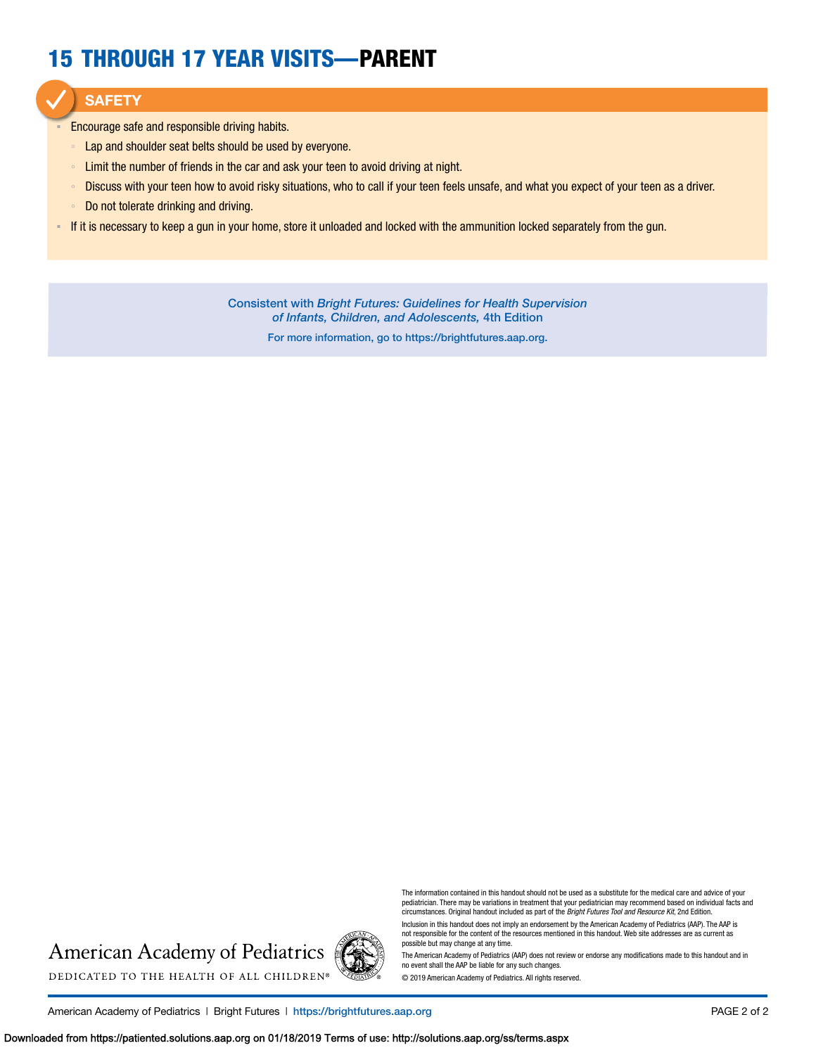# 15 THROUGH 17 YEAR VISITS—PARENT

## SAFETY

- Encourage safe and responsible driving habits.
  - Lap and shoulder seat belts should be used by everyone.
  - Limit the number of friends in the car and ask your teen to avoid driving at night.
  - Discuss with your teen how to avoid risky situations, who to call if your teen feels unsafe, and what you expect of your teen as a driver.
  - Do not tolerate drinking and driving.
- If it is necessary to keep a gun in your home, store it unloaded and locked with the ammunition locked separately from the gun.

Consistent with *Bright Futures: Guidelines for Health Supervision of Infants, Children, and Adolescents,* 4th Edition

For more information, go to https://brightfutures.aap.org.

American Academy of Pediatrics

DEDICATED TO THE HEALTH OF ALL CHILDREN®

The information contained in this handout should not be used as a substitute for the medical care and advice of your pediatrician. There may be variations in treatment that your pediatrician may recommend based on individual facts and circumstances. Original handout included as part of the *Bright Futures Tool and Resource Kit*, 2nd Edition.

Inclusion in this handout does not imply an endorsement by the American Academy of Pediatrics (AAP). The AAP is not responsible for the content of the resources mentioned in this handout. Web site addresses are as current as possible but may change at any time.

The American Academy of Pediatrics (AAP) does not review or endorse any modifications made to this handout and in no event shall the AAP be liable for any such changes.

© 2019 American Academy of Pediatrics. All rights reserved.